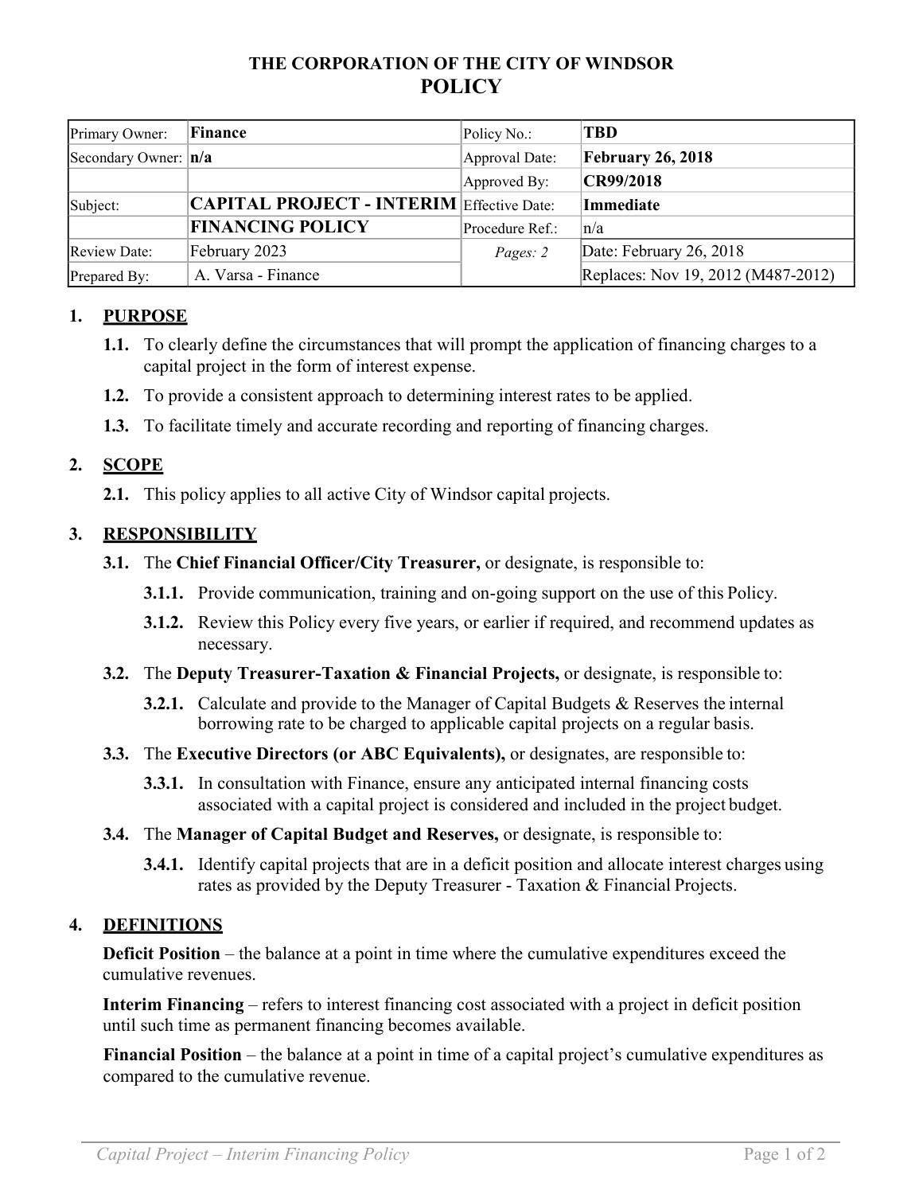# THE CORPORATION OF THE CITY OF WINDSOR
# POLICY

| Primary Owner: | **Finance** | Policy No.: | **TBD** |
|---|---|---|---|
| Secondary Owner: | **n/a** | Approval Date: | **February 26, 2018** |
| | | Approved By: | **CR99/2018** |
| Subject: | **CAPITAL PROJECT - INTERIM FINANCING POLICY** | Effective Date: | **Immediate** |
| | | Procedure Ref.: | n/a |
| Review Date: | February 2023 | *Pages: 2* | Date: February 26, 2018 |
| Prepared By: | A. Varsa - Finance | | Replaces: Nov 19, 2012 (M487-2012) |

## 1. PURPOSE

**1.1.** To clearly define the circumstances that will prompt the application of financing charges to a capital project in the form of interest expense.

**1.2.** To provide a consistent approach to determining interest rates to be applied.

**1.3.** To facilitate timely and accurate recording and reporting of financing charges.

## 2. SCOPE

**2.1.** This policy applies to all active City of Windsor capital projects.

## 3. RESPONSIBILITY

**3.1.** The **Chief Financial Officer/City Treasurer,** or designate, is responsible to:

**3.1.1.** Provide communication, training and on-going support on the use of this Policy.

**3.1.2.** Review this Policy every five years, or earlier if required, and recommend updates as necessary.

**3.2.** The **Deputy Treasurer-Taxation & Financial Projects,** or designate, is responsible to:

**3.2.1.** Calculate and provide to the Manager of Capital Budgets & Reserves the internal borrowing rate to be charged to applicable capital projects on a regular basis.

**3.3.** The **Executive Directors (or ABC Equivalents),** or designates, are responsible to:

**3.3.1.** In consultation with Finance, ensure any anticipated internal financing costs associated with a capital project is considered and included in the project budget.

**3.4.** The **Manager of Capital Budget and Reserves,** or designate, is responsible to:

**3.4.1.** Identify capital projects that are in a deficit position and allocate interest charges using rates as provided by the Deputy Treasurer - Taxation & Financial Projects.

## 4. DEFINITIONS

**Deficit Position** – the balance at a point in time where the cumulative expenditures exceed the cumulative revenues.

**Interim Financing** – refers to interest financing cost associated with a project in deficit position until such time as permanent financing becomes available.

**Financial Position** – the balance at a point in time of a capital project's cumulative expenditures as compared to the cumulative revenue.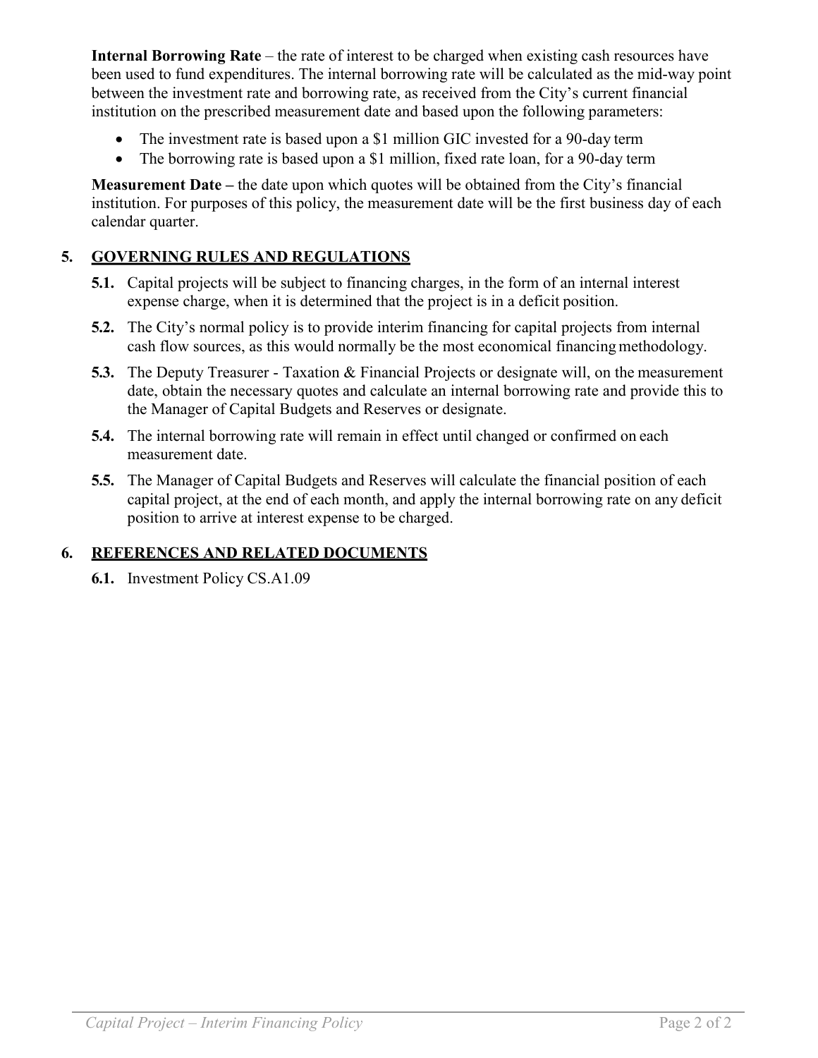**Internal Borrowing Rate** – the rate of interest to be charged when existing cash resources have been used to fund expenditures. The internal borrowing rate will be calculated as the mid-way point between the investment rate and borrowing rate, as received from the City's current financial institution on the prescribed measurement date and based upon the following parameters:

- The investment rate is based upon a $1 million GIC invested for a 90-day term
- The borrowing rate is based upon a $1 million, fixed rate loan, for a 90-day term

**Measurement Date –** the date upon which quotes will be obtained from the City's financial institution. For purposes of this policy, the measurement date will be the first business day of each calendar quarter.

## 5. GOVERNING RULES AND REGULATIONS

**5.1.** Capital projects will be subject to financing charges, in the form of an internal interest expense charge, when it is determined that the project is in a deficit position.

**5.2.** The City's normal policy is to provide interim financing for capital projects from internal cash flow sources, as this would normally be the most economical financing methodology.

**5.3.** The Deputy Treasurer - Taxation & Financial Projects or designate will, on the measurement date, obtain the necessary quotes and calculate an internal borrowing rate and provide this to the Manager of Capital Budgets and Reserves or designate.

**5.4.** The internal borrowing rate will remain in effect until changed or confirmed on each measurement date.

**5.5.** The Manager of Capital Budgets and Reserves will calculate the financial position of each capital project, at the end of each month, and apply the internal borrowing rate on any deficit position to arrive at interest expense to be charged.

## 6. REFERENCES AND RELATED DOCUMENTS

**6.1.** Investment Policy CS.A1.09